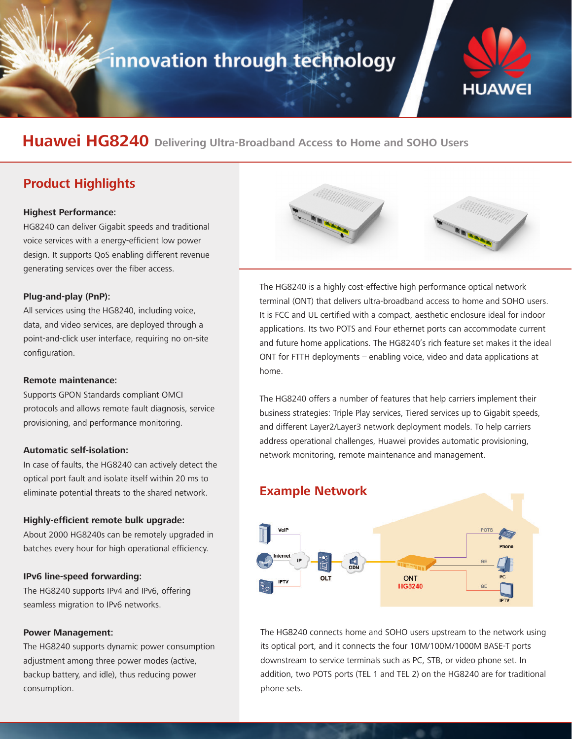# Huawei HG8240 Delivering Ultra-Broadband Access to Home and SOHO Users

## Product Highlights

**Highest Performance:**
HG8240 can deliver Gigabit speeds and traditional voice services with a energy-efficient low power design. It supports QoS enabling different revenue generating services over the fiber access.

**Plug-and-play (PnP):**
All services using the HG8240, including voice, data, and video services, are deployed through a point-and-click user interface, requiring no on-site configuration.

**Remote maintenance:**
Supports GPON Standards compliant OMCI protocols and allows remote fault diagnosis, service provisioning, and performance monitoring.

**Automatic self-isolation:**
In case of faults, the HG8240 can actively detect the optical port fault and isolate itself within 20 ms to eliminate potential threats to the shared network.

**Highly-efficient remote bulk upgrade:**
About 2000 HG8240s can be remotely upgraded in batches every hour for high operational efficiency.

**IPv6 line-speed forwarding:**
The HG8240 supports IPv4 and IPv6, offering seamless migration to IPv6 networks.

**Power Management:**
The HG8240 supports dynamic power consumption adjustment among three power modes (active, backup battery, and idle), thus reducing power consumption.

The HG8240 is a highly cost-effective high performance optical network terminal (ONT) that delivers ultra-broadband access to home and SOHO users. It is FCC and UL certified with a compact, aesthetic enclosure ideal for indoor applications. Its two POTS and Four ethernet ports can accommodate current and future home applications. The HG8240's rich feature set makes it the ideal ONT for FTTH deployments – enabling voice, video and data applications at home.

The HG8240 offers a number of features that help carriers implement their business strategies: Triple Play services, Tiered services up to Gigabit speeds, and different Layer2/Layer3 network deployment models. To help carriers address operational challenges, Huawei provides automatic provisioning, network monitoring, remote maintenance and management.

## Example Network

VoIP | Internet | IPTV | IP | OLT | ODN | ONT HG8240 | POTS | Phone | GE | PC | GE | IPTV

The HG8240 connects home and SOHO users upstream to the network using its optical port, and it connects the four 10M/100M/1000M BASE-T ports downstream to service terminals such as PC, STB, or video phone set. In addition, two POTS ports (TEL 1 and TEL 2) on the HG8240 are for traditional phone sets.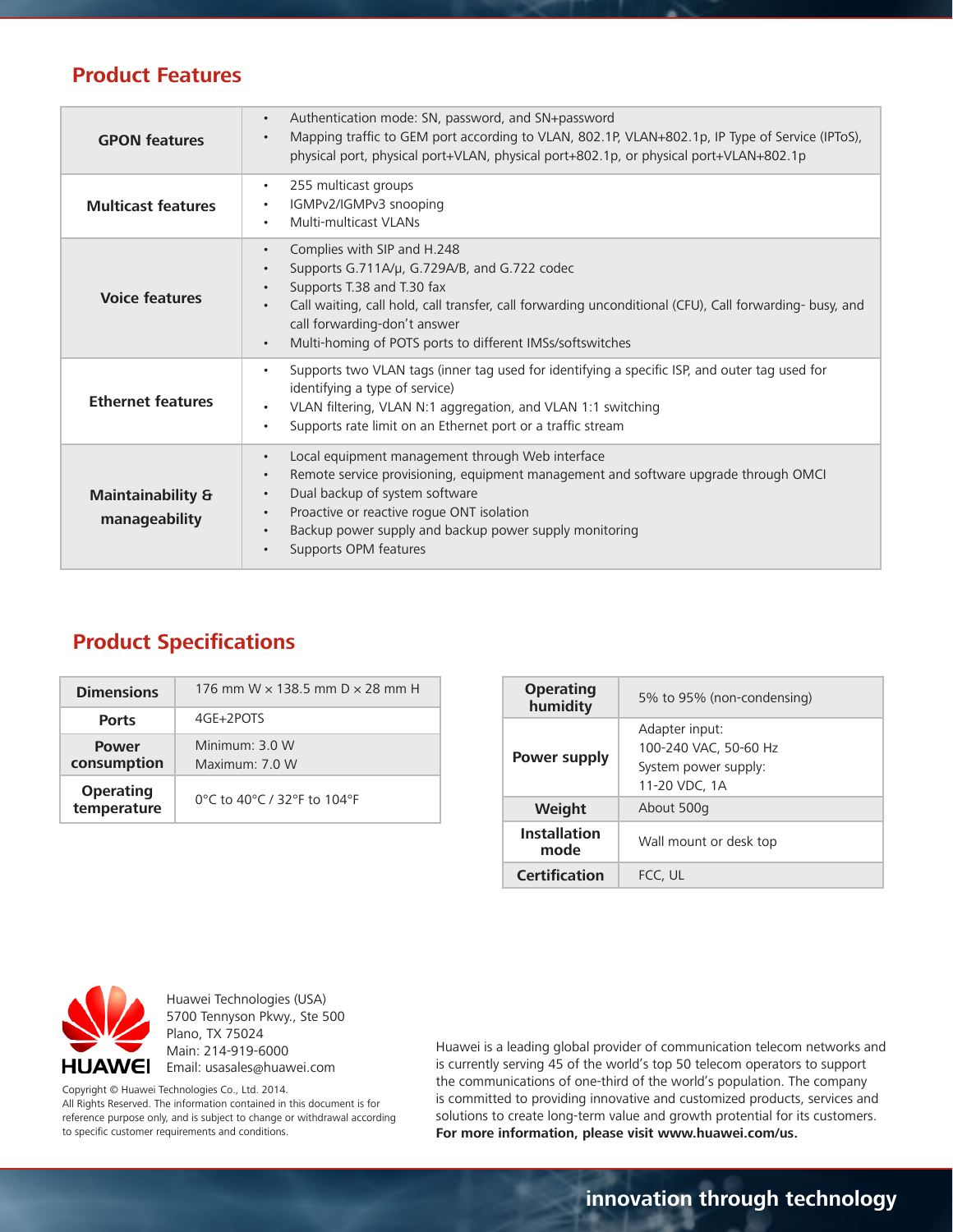## Product Features

| | |
|---|---|
| **GPON features** | • Authentication mode: SN, password, and SN+password<br>• Mapping traffic to GEM port according to VLAN, 802.1P, VLAN+802.1p, IP Type of Service (IPToS), physical port, physical port+VLAN, physical port+802.1p, or physical port+VLAN+802.1p |
| **Multicast features** | • 255 multicast groups<br>• IGMPv2/IGMPv3 snooping<br>• Multi-multicast VLANs |
| **Voice features** | • Complies with SIP and H.248<br>• Supports G.711A/μ, G.729A/B, and G.722 codec<br>• Supports T.38 and T.30 fax<br>• Call waiting, call hold, call transfer, call forwarding unconditional (CFU), Call forwarding- busy, and call forwarding-don't answer<br>• Multi-homing of POTS ports to different IMSs/softswitches |
| **Ethernet features** | • Supports two VLAN tags (inner tag used for identifying a specific ISP, and outer tag used for identifying a type of service)<br>• VLAN filtering, VLAN N:1 aggregation, and VLAN 1:1 switching<br>• Supports rate limit on an Ethernet port or a traffic stream |
| **Maintainability & manageability** | • Local equipment management through Web interface<br>• Remote service provisioning, equipment management and software upgrade through OMCI<br>• Dual backup of system software<br>• Proactive or reactive rogue ONT isolation<br>• Backup power supply and backup power supply monitoring<br>• Supports OPM features |

## Product Specifications

| | |
|---|---|
| **Dimensions** | 176 mm W × 138.5 mm D × 28 mm H |
| **Ports** | 4GE+2POTS |
| **Power consumption** | Minimum: 3.0 W<br>Maximum: 7.0 W |
| **Operating temperature** | 0°C to 40°C / 32°F to 104°F |

| | |
|---|---|
| **Operating humidity** | 5% to 95% (non-condensing) |
| **Power supply** | Adapter input:<br>100-240 VAC, 50-60 Hz<br>System power supply:<br>11-20 VDC, 1A |
| **Weight** | About 500g |
| **Installation mode** | Wall mount or desk top |
| **Certification** | FCC, UL |

HUAWEI

Huawei Technologies (USA)
5700 Tennyson Pkwy., Ste 500
Plano, TX 75024
Main: 214-919-6000
Email: usasales@huawei.com

Copyright © Huawei Technologies Co., Ltd. 2014.
All Rights Reserved. The information contained in this document is for reference purpose only, and is subject to change or withdrawal according to specific customer requirements and conditions.

Huawei is a leading global provider of communication telecom networks and is currently serving 45 of the world's top 50 telecom operators to support the communications of one-third of the world's population. The company is committed to providing innovative and customized products, services and solutions to create long-term value and growth potential for its customers. **For more information, please visit www.huawei.com/us.**

**innovation through technology**